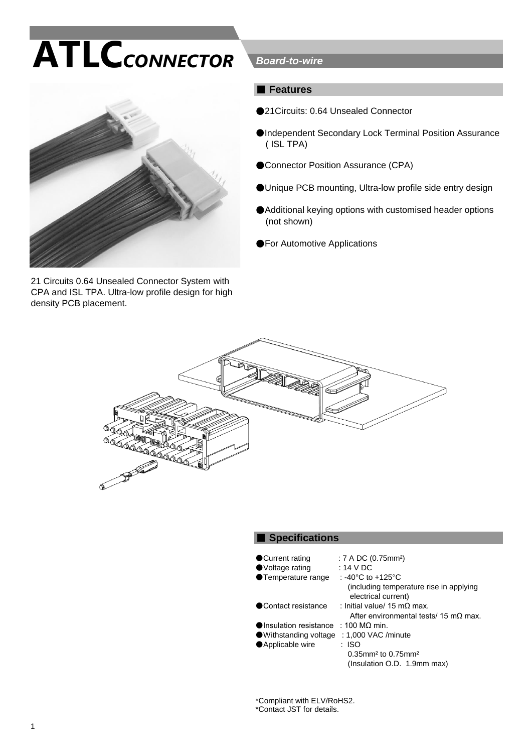# ATLC*CONNECTOR*

***Board-to-wire***

21 Circuits 0.64 Unsealed Connector System with CPA and ISL TPA. Ultra-low profile design for high density PCB placement.

## ■ Features

- 21Circuits: 0.64 Unsealed Connector
- Independent Secondary Lock Terminal Position Assurance ( ISL TPA)
- Connector Position Assurance (CPA)
- Unique PCB mounting, Ultra-low profile side entry design
- Additional keying options with customised header options (not shown)
- For Automotive Applications

## ■ Specifications

- Current rating : 7 A DC (0.75mm²)
- Voltage rating : 14 V DC
- Temperature range : -40°C to +125°C (including temperature rise in applying electrical current)
- Contact resistance : Initial value/ 15 mΩ max. After environmental tests/ 15 mΩ max.
- Insulation resistance : 100 MΩ min.
- Withstanding voltage : 1,000 VAC /minute
- Applicable wire : ISO 0.35mm² to 0.75mm² (Insulation O.D. 1.9mm max)

*Compliant with ELV/RoHS2.
*Contact JST for details.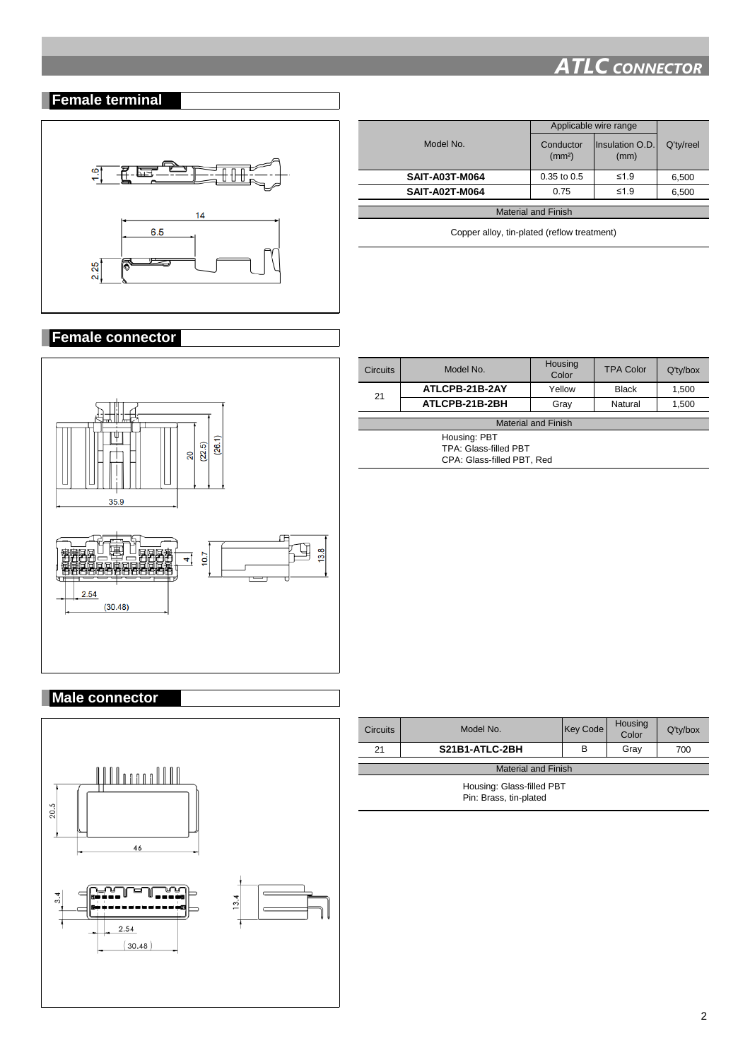## Female terminal

| Model No. | Applicable wire range | | Q'ty/reel |
|---|---|---|---|
| | Conductor ($mm^2$) | Insulation O.D. (mm) | |
| **SAIT-A03T-M064** | 0.35 to 0.5 | ≤1.9 | 6,500 |
| **SAIT-A02T-M064** | 0.75 | ≤1.9 | 6,500 |

| Material and Finish |
|---|
| Copper alloy, tin-plated (reflow treatment) |

## Female connector

| Circuits | Model No. | Housing Color | TPA Color | Q'ty/box |
|---|---|---|---|---|
| 21 | **ATLCPB-21B-2AY** | Yellow | Black | 1,500 |
| | **ATLCPB-21B-2BH** | Gray | Natural | 1,500 |

| Material and Finish |
|---|
| Housing: PBT<br>TPA: Glass-filled PBT<br>CPA: Glass-filled PBT, Red |

## Male connector

| Circuits | Model No. | Key Code | Housing Color | Q'ty/box |
|---|---|---|---|---|
| 21 | **S21B1-ATLC-2BH** | B | Gray | 700 |

| Material and Finish |
|---|
| Housing: Glass-filled PBT<br>Pin: Brass, tin-plated |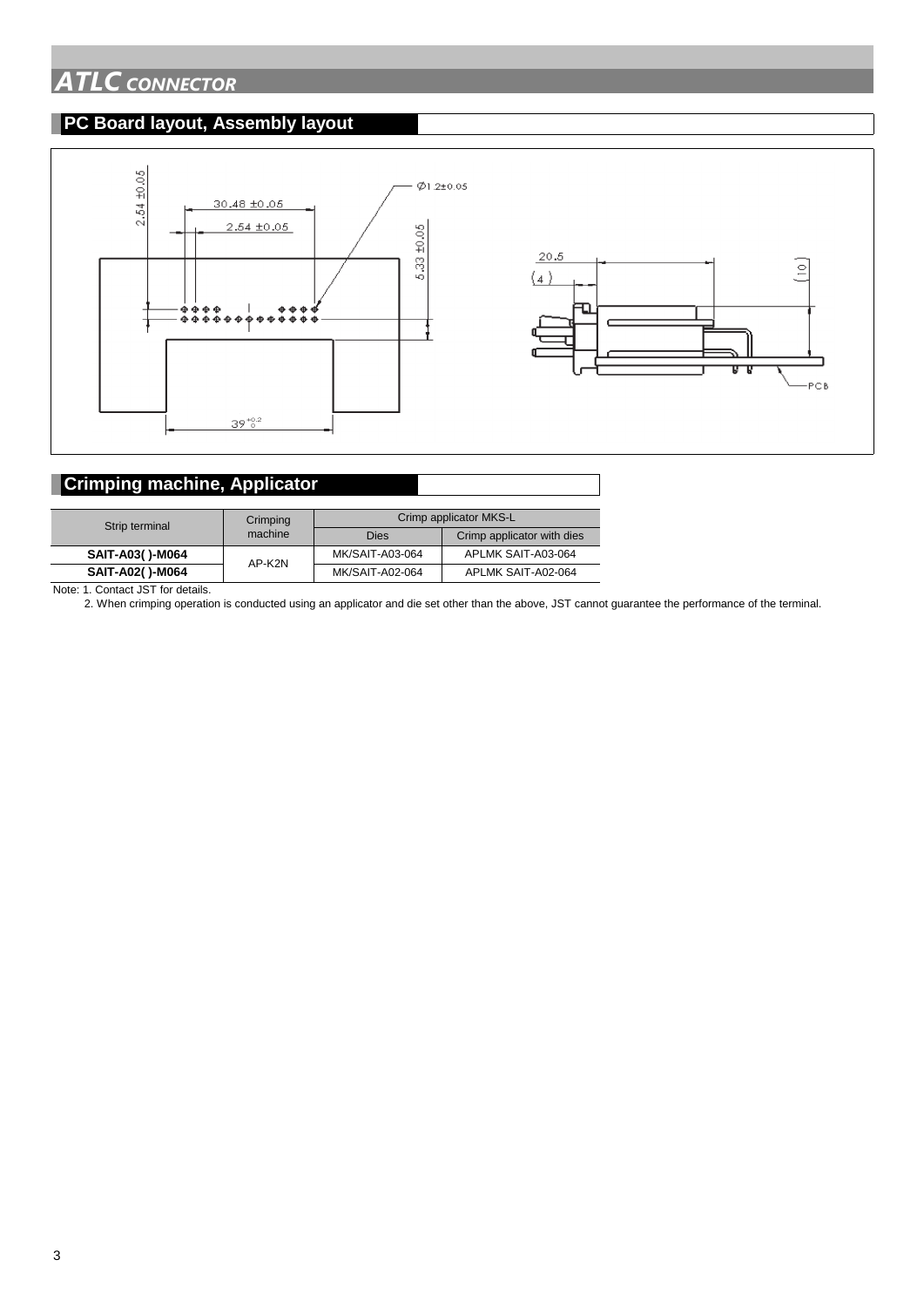# *ATLC CONNECTOR*

## PC Board layout, Assembly layout

2.54 ±0.05
30.48 ±0.05
2.54 ±0.05
Ø1.2±0.05
5.33 ±0.05
$39^{+0.2}_{0}$

20.5
(4)
(10)
PCB

## Crimping machine, Applicator

| Strip terminal | Crimping machine | Crimp applicator MKS-L | |
|---|---|---|---|
| | | Dies | Crimp applicator with dies |
| **SAIT-A03( )-M064** | AP-K2N | MK/SAIT-A03-064 | APLMK SAIT-A03-064 |
| **SAIT-A02( )-M064** | | MK/SAIT-A02-064 | APLMK SAIT-A02-064 |

Note: 1. Contact JST for details.
2. When crimping operation is conducted using an applicator and die set other than the above, JST cannot guarantee the performance of the terminal.